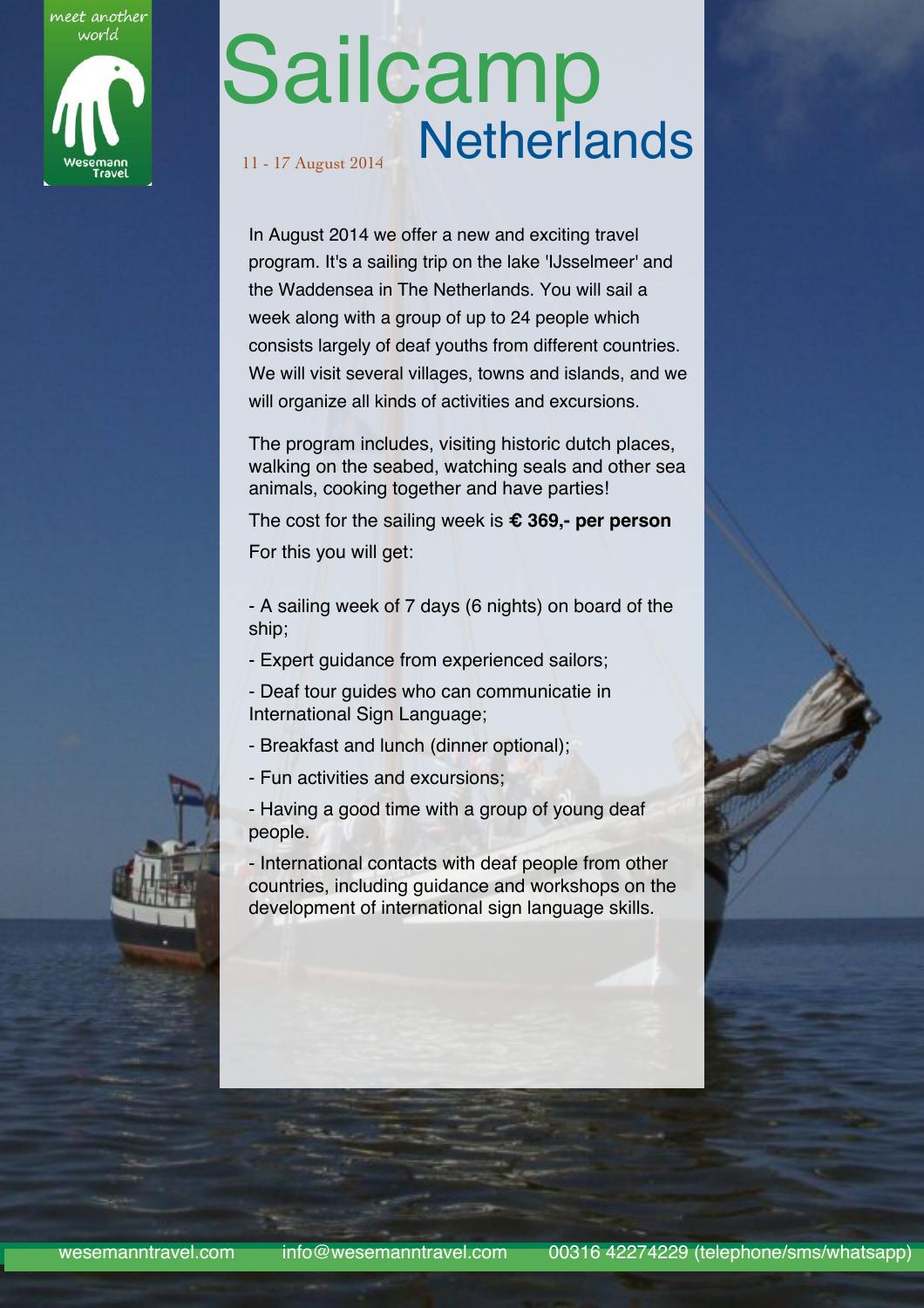meet another world

Wesemann Travel

# Sailcamp Netherlands

11 - 17 August 2014

In August 2014 we offer a new and exciting travel program. It's a sailing trip on the lake 'IJsselmeer' and the Waddensea in The Netherlands. You will sail a week along with a group of up to 24 people which consists largely of deaf youths from different countries. We will visit several villages, towns and islands, and we will organize all kinds of activities and excursions.

The program includes, visiting historic dutch places, walking on the seabed, watching seals and other sea animals, cooking together and have parties!

The cost for the sailing week is **€ 369,- per person**

For this you will get:

- A sailing week of 7 days (6 nights) on board of the ship;
- Expert guidance from experienced sailors;
- Deaf tour guides who can communicatie in International Sign Language;
- Breakfast and lunch (dinner optional);
- Fun activities and excursions;
- Having a good time with a group of young deaf people.
- International contacts with deaf people from other countries, including guidance and workshops on the development of international sign language skills.

wesemanntravel.com    info@wesemanntravel.com    00316 42274229 (telephone/sms/whatsapp)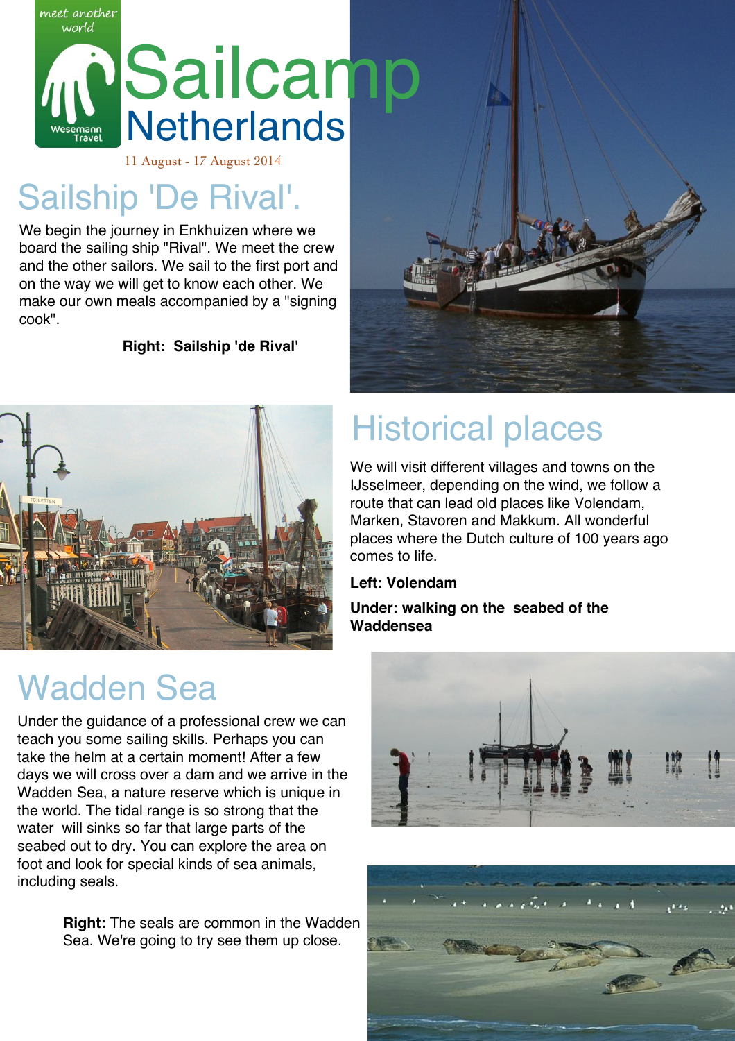meet another world

Wesemann Travel

# Sailcamp Netherlands

11 August - 17 August 2014

## Sailship 'De Rival'.

We begin the journey in Enkhuizen where we board the sailing ship "Rival". We meet the crew and the other sailors. We sail to the first port and on the way we will get to know each other. We make our own meals accompanied by a "signing cook".

**Right: Sailship 'de Rival'**

## Historical places

We will visit different villages and towns on the IJsselmeer, depending on the wind, we follow a route that can lead old places like Volendam, Marken, Stavoren and Makkum. All wonderful places where the Dutch culture of 100 years ago comes to life.

**Left: Volendam**

**Under: walking on the seabed of the Waddensea**

## Wadden Sea

Under the guidance of a professional crew we can teach you some sailing skills. Perhaps you can take the helm at a certain moment! After a few days we will cross over a dam and we arrive in the Wadden Sea, a nature reserve which is unique in the world. The tidal range is so strong that the water will sinks so far that large parts of the seabed out to dry. You can explore the area on foot and look for special kinds of sea animals, including seals.

**Right:** The seals are common in the Wadden Sea. We're going to try see them up close.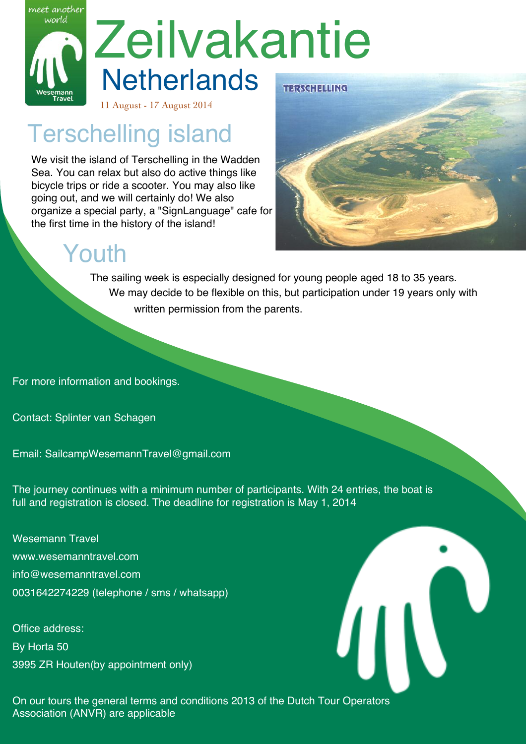meet another world

Wesemann Travel

# Zeilvakantie

## Netherlands

11 August - 17 August 2014

## Terschelling island

We visit the island of Terschelling in the Wadden Sea. You can relax but also do active things like bicycle trips or ride a scooter. You may also like going out, and we will certainly do! We also organize a special party, a "SignLanguage" cafe for the first time in the history of the island!

## Youth

The sailing week is especially designed for young people aged 18 to 35 years. We may decide to be flexible on this, but participation under 19 years only with written permission from the parents.

For more information and bookings.

Contact: Splinter van Schagen

Email: SailcampWesemannTravel@gmail.com

The journey continues with a minimum number of participants. With 24 entries, the boat is full and registration is closed. The deadline for registration is May 1, 2014

Wesemann Travel
www.wesemanntravel.com
info@wesemanntravel.com
0031642274229 (telephone / sms / whatsapp)

Office address:
By Horta 50
3995 ZR Houten(by appointment only)

On our tours the general terms and conditions 2013 of the Dutch Tour Operators Association (ANVR) are applicable